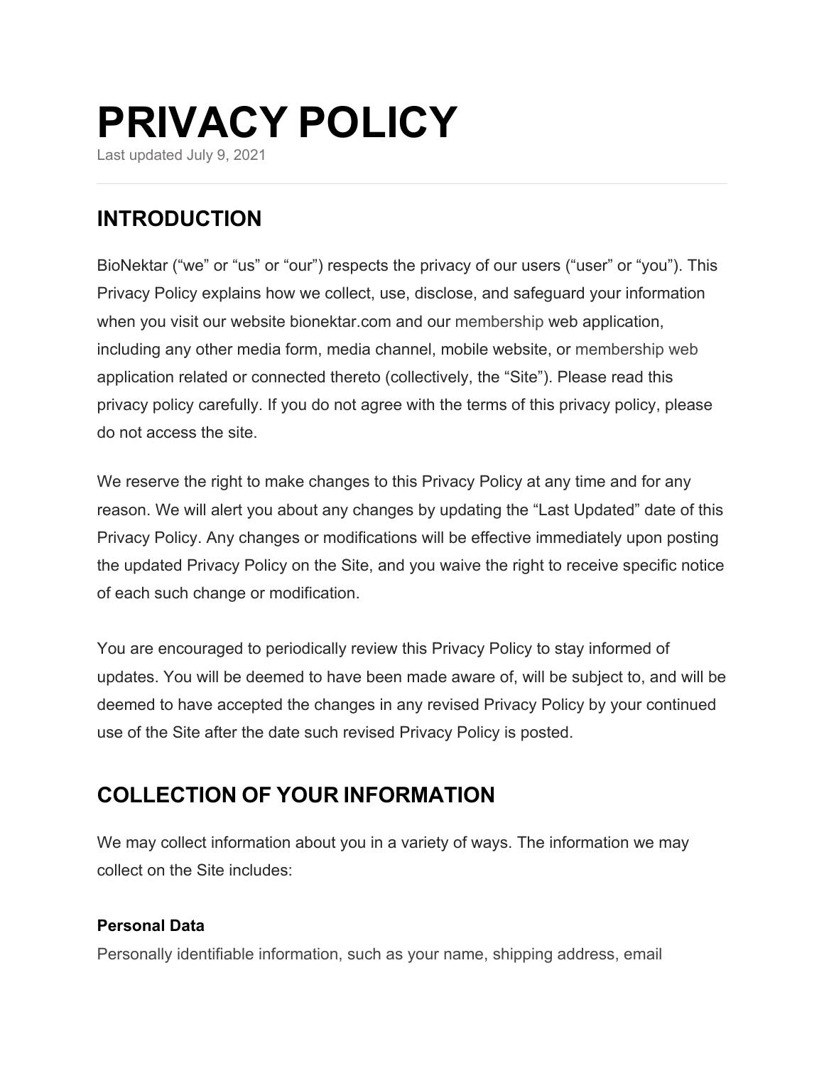# PRIVACY POLICY

Last updated July 9, 2021

## INTRODUCTION

BioNektar ("we" or "us" or "our") respects the privacy of our users ("user" or "you"). This Privacy Policy explains how we collect, use, disclose, and safeguard your information when you visit our website bionektar.com and our membership web application, including any other media form, media channel, mobile website, or membership web application related or connected thereto (collectively, the "Site"). Please read this privacy policy carefully. If you do not agree with the terms of this privacy policy, please do not access the site.

We reserve the right to make changes to this Privacy Policy at any time and for any reason. We will alert you about any changes by updating the "Last Updated" date of this Privacy Policy. Any changes or modifications will be effective immediately upon posting the updated Privacy Policy on the Site, and you waive the right to receive specific notice of each such change or modification.

You are encouraged to periodically review this Privacy Policy to stay informed of updates. You will be deemed to have been made aware of, will be subject to, and will be deemed to have accepted the changes in any revised Privacy Policy by your continued use of the Site after the date such revised Privacy Policy is posted.

## COLLECTION OF YOUR INFORMATION

We may collect information about you in a variety of ways. The information we may collect on the Site includes:

### Personal Data

Personally identifiable information, such as your name, shipping address, email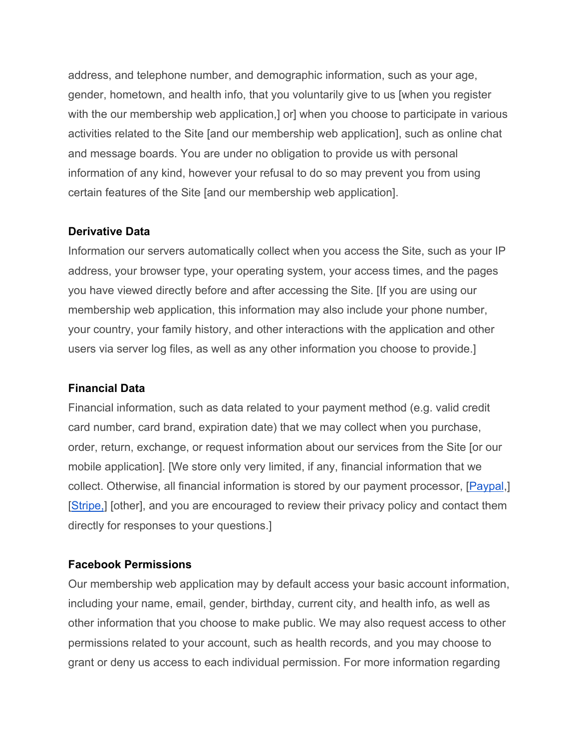address, and telephone number, and demographic information, such as your age, gender, hometown, and health info, that you voluntarily give to us [when you register with the our membership web application,] or] when you choose to participate in various activities related to the Site [and our membership web application], such as online chat and message boards. You are under no obligation to provide us with personal information of any kind, however your refusal to do so may prevent you from using certain features of the Site [and our membership web application].

**Derivative Data**

Information our servers automatically collect when you access the Site, such as your IP address, your browser type, your operating system, your access times, and the pages you have viewed directly before and after accessing the Site. [If you are using our membership web application, this information may also include your phone number, your country, your family history, and other interactions with the application and other users via server log files, as well as any other information you choose to provide.]

**Financial Data**

Financial information, such as data related to your payment method (e.g. valid credit card number, card brand, expiration date) that we may collect when you purchase, order, return, exchange, or request information about our services from the Site [or our mobile application]. [We store only very limited, if any, financial information that we collect. Otherwise, all financial information is stored by our payment processor, [Paypal,] [Stripe,] [other], and you are encouraged to review their privacy policy and contact them directly for responses to your questions.]

**Facebook Permissions**

Our membership web application may by default access your basic account information, including your name, email, gender, birthday, current city, and health info, as well as other information that you choose to make public. We may also request access to other permissions related to your account, such as health records, and you may choose to grant or deny us access to each individual permission. For more information regarding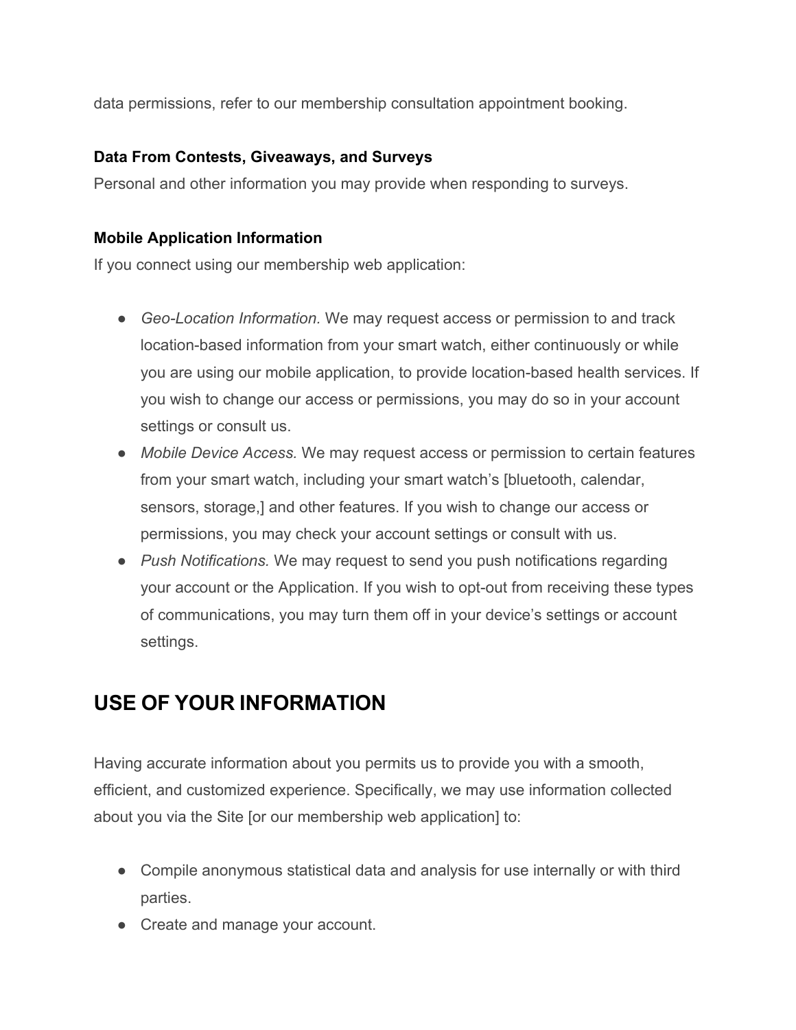data permissions, refer to our membership consultation appointment booking.

### Data From Contests, Giveaways, and Surveys

Personal and other information you may provide when responding to surveys.

### Mobile Application Information

If you connect using our membership web application:

- *Geo-Location Information.* We may request access or permission to and track location-based information from your smart watch, either continuously or while you are using our mobile application, to provide location-based health services. If you wish to change our access or permissions, you may do so in your account settings or consult us.
- *Mobile Device Access.* We may request access or permission to certain features from your smart watch, including your smart watch's [bluetooth, calendar, sensors, storage,] and other features. If you wish to change our access or permissions, you may check your account settings or consult with us.
- *Push Notifications.* We may request to send you push notifications regarding your account or the Application. If you wish to opt-out from receiving these types of communications, you may turn them off in your device's settings or account settings.

## USE OF YOUR INFORMATION

Having accurate information about you permits us to provide you with a smooth, efficient, and customized experience. Specifically, we may use information collected about you via the Site [or our membership web application] to:

- Compile anonymous statistical data and analysis for use internally or with third parties.
- Create and manage your account.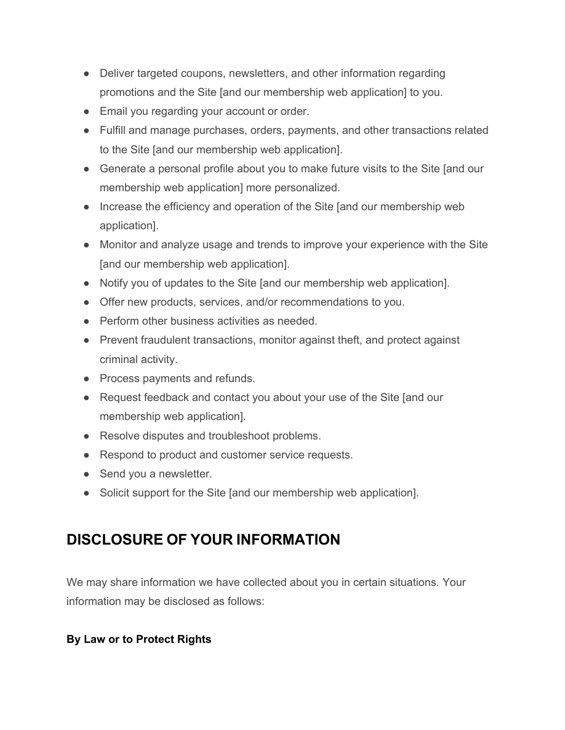- Deliver targeted coupons, newsletters, and other information regarding promotions and the Site [and our membership web application] to you.
- Email you regarding your account or order.
- Fulfill and manage purchases, orders, payments, and other transactions related to the Site [and our membership web application].
- Generate a personal profile about you to make future visits to the Site [and our membership web application] more personalized.
- Increase the efficiency and operation of the Site [and our membership web application].
- Monitor and analyze usage and trends to improve your experience with the Site [and our membership web application].
- Notify you of updates to the Site [and our membership web application].
- Offer new products, services, and/or recommendations to you.
- Perform other business activities as needed.
- Prevent fraudulent transactions, monitor against theft, and protect against criminal activity.
- Process payments and refunds.
- Request feedback and contact you about your use of the Site [and our membership web application].
- Resolve disputes and troubleshoot problems.
- Respond to product and customer service requests.
- Send you a newsletter.
- Solicit support for the Site [and our membership web application].

## DISCLOSURE OF YOUR INFORMATION

We may share information we have collected about you in certain situations. Your information may be disclosed as follows:

**By Law or to Protect Rights**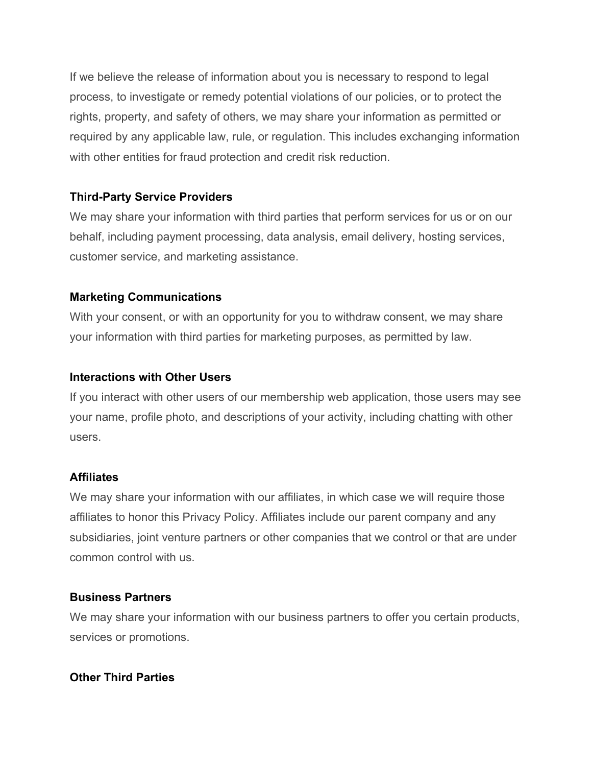If we believe the release of information about you is necessary to respond to legal process, to investigate or remedy potential violations of our policies, or to protect the rights, property, and safety of others, we may share your information as permitted or required by any applicable law, rule, or regulation. This includes exchanging information with other entities for fraud protection and credit risk reduction.

**Third-Party Service Providers**
We may share your information with third parties that perform services for us or on our behalf, including payment processing, data analysis, email delivery, hosting services, customer service, and marketing assistance.

**Marketing Communications**
With your consent, or with an opportunity for you to withdraw consent, we may share your information with third parties for marketing purposes, as permitted by law.

**Interactions with Other Users**
If you interact with other users of our membership web application, those users may see your name, profile photo, and descriptions of your activity, including chatting with other users.

**Affiliates**
We may share your information with our affiliates, in which case we will require those affiliates to honor this Privacy Policy. Affiliates include our parent company and any subsidiaries, joint venture partners or other companies that we control or that are under common control with us.

**Business Partners**
We may share your information with our business partners to offer you certain products, services or promotions.

**Other Third Parties**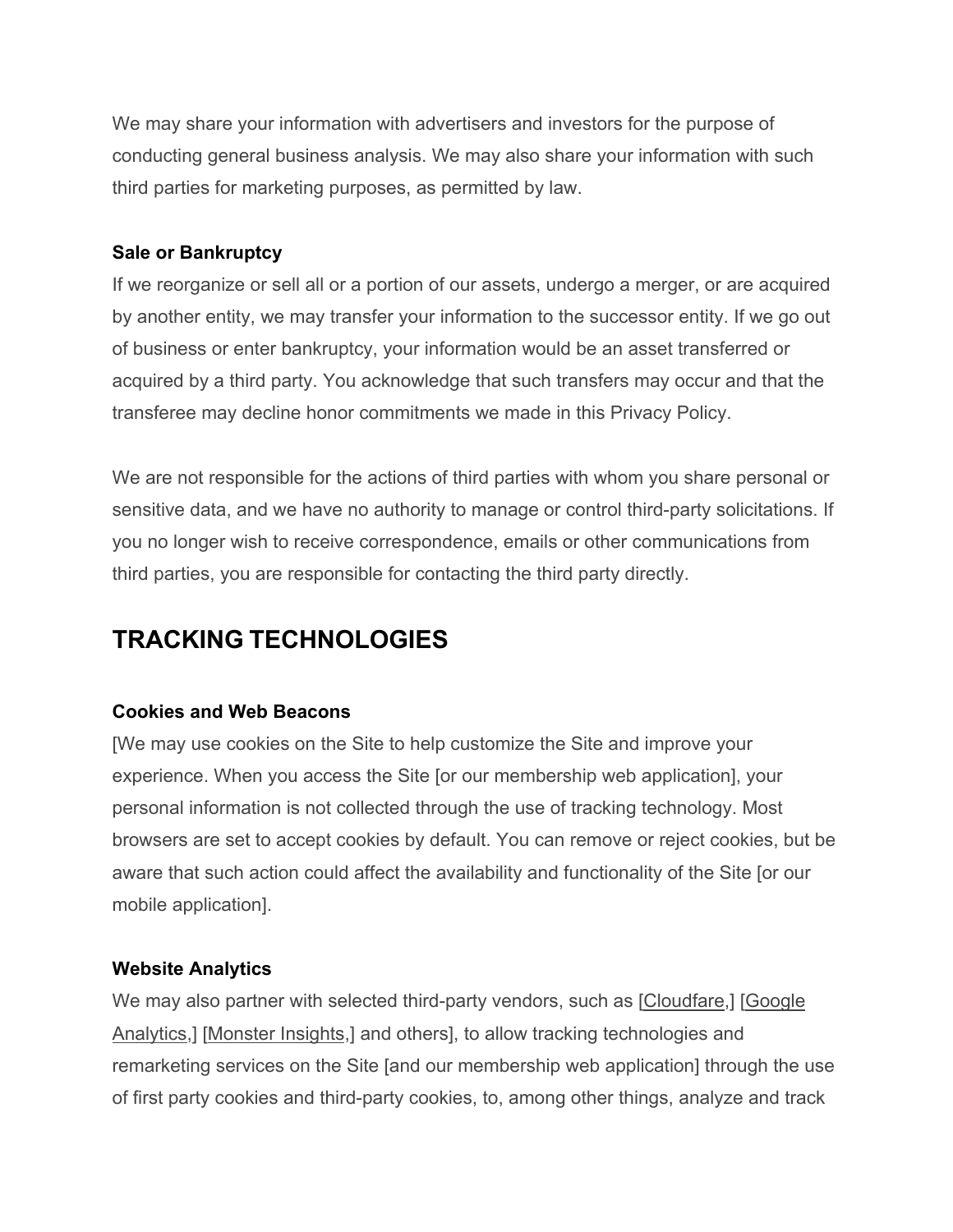We may share your information with advertisers and investors for the purpose of conducting general business analysis. We may also share your information with such third parties for marketing purposes, as permitted by law.

**Sale or Bankruptcy**
If we reorganize or sell all or a portion of our assets, undergo a merger, or are acquired by another entity, we may transfer your information to the successor entity. If we go out of business or enter bankruptcy, your information would be an asset transferred or acquired by a third party. You acknowledge that such transfers may occur and that the transferee may decline honor commitments we made in this Privacy Policy.

We are not responsible for the actions of third parties with whom you share personal or sensitive data, and we have no authority to manage or control third-party solicitations. If you no longer wish to receive correspondence, emails or other communications from third parties, you are responsible for contacting the third party directly.

## TRACKING TECHNOLOGIES

**Cookies and Web Beacons**
[We may use cookies on the Site to help customize the Site and improve your experience. When you access the Site [or our membership web application], your personal information is not collected through the use of tracking technology. Most browsers are set to accept cookies by default. You can remove or reject cookies, but be aware that such action could affect the availability and functionality of the Site [or our mobile application].

**Website Analytics**
We may also partner with selected third-party vendors, such as [Cloudfare,] [Google Analytics,] [Monster Insights,] and others], to allow tracking technologies and remarketing services on the Site [and our membership web application] through the use of first party cookies and third-party cookies, to, among other things, analyze and track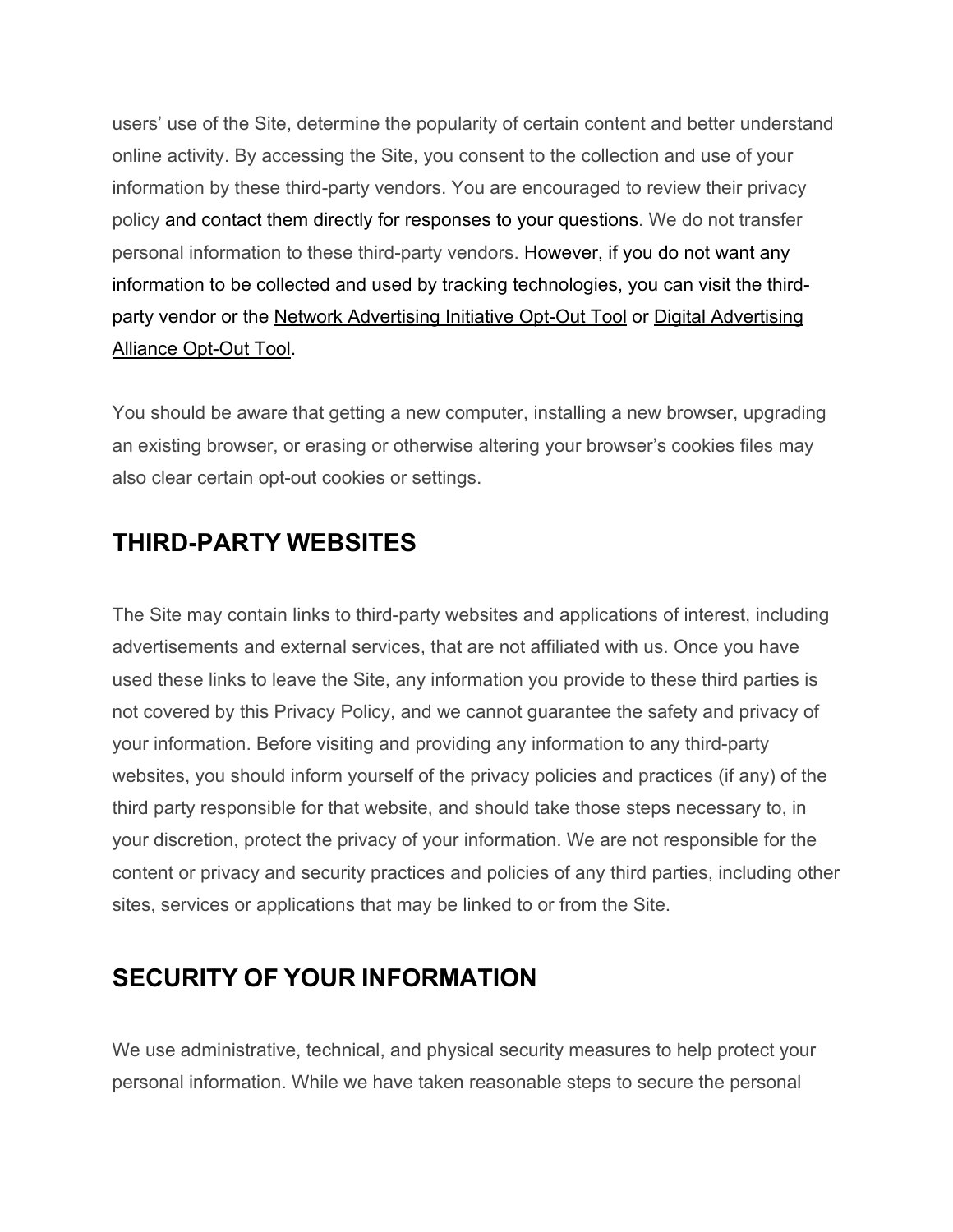users' use of the Site, determine the popularity of certain content and better understand online activity. By accessing the Site, you consent to the collection and use of your information by these third-party vendors. You are encouraged to review their privacy policy and contact them directly for responses to your questions. We do not transfer personal information to these third-party vendors. However, if you do not want any information to be collected and used by tracking technologies, you can visit the third-party vendor or the Network Advertising Initiative Opt-Out Tool or Digital Advertising Alliance Opt-Out Tool.

You should be aware that getting a new computer, installing a new browser, upgrading an existing browser, or erasing or otherwise altering your browser's cookies files may also clear certain opt-out cookies or settings.

## THIRD-PARTY WEBSITES

The Site may contain links to third-party websites and applications of interest, including advertisements and external services, that are not affiliated with us. Once you have used these links to leave the Site, any information you provide to these third parties is not covered by this Privacy Policy, and we cannot guarantee the safety and privacy of your information. Before visiting and providing any information to any third-party websites, you should inform yourself of the privacy policies and practices (if any) of the third party responsible for that website, and should take those steps necessary to, in your discretion, protect the privacy of your information. We are not responsible for the content or privacy and security practices and policies of any third parties, including other sites, services or applications that may be linked to or from the Site.

## SECURITY OF YOUR INFORMATION

We use administrative, technical, and physical security measures to help protect your personal information. While we have taken reasonable steps to secure the personal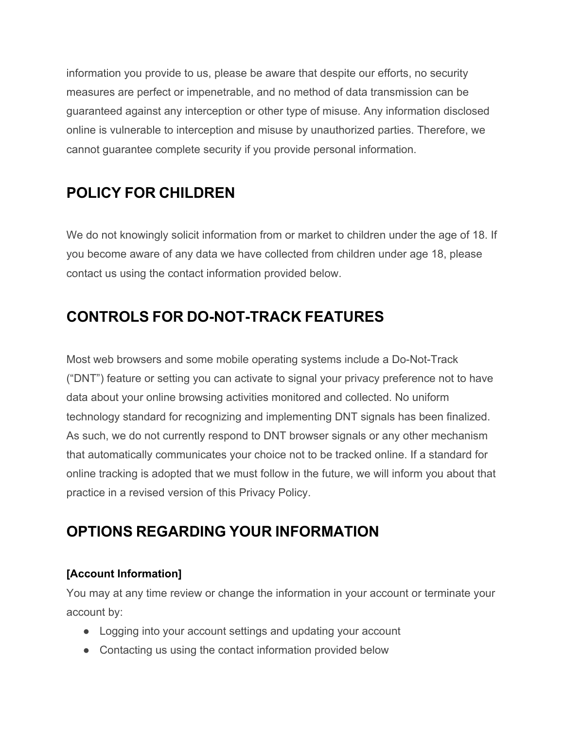information you provide to us, please be aware that despite our efforts, no security measures are perfect or impenetrable, and no method of data transmission can be guaranteed against any interception or other type of misuse. Any information disclosed online is vulnerable to interception and misuse by unauthorized parties. Therefore, we cannot guarantee complete security if you provide personal information.

## POLICY FOR CHILDREN

We do not knowingly solicit information from or market to children under the age of 18. If you become aware of any data we have collected from children under age 18, please contact us using the contact information provided below.

## CONTROLS FOR DO-NOT-TRACK FEATURES

Most web browsers and some mobile operating systems include a Do-Not-Track ("DNT") feature or setting you can activate to signal your privacy preference not to have data about your online browsing activities monitored and collected. No uniform technology standard for recognizing and implementing DNT signals has been finalized. As such, we do not currently respond to DNT browser signals or any other mechanism that automatically communicates your choice not to be tracked online. If a standard for online tracking is adopted that we must follow in the future, we will inform you about that practice in a revised version of this Privacy Policy.

## OPTIONS REGARDING YOUR INFORMATION

**[Account Information]**

You may at any time review or change the information in your account or terminate your account by:

- Logging into your account settings and updating your account
- Contacting us using the contact information provided below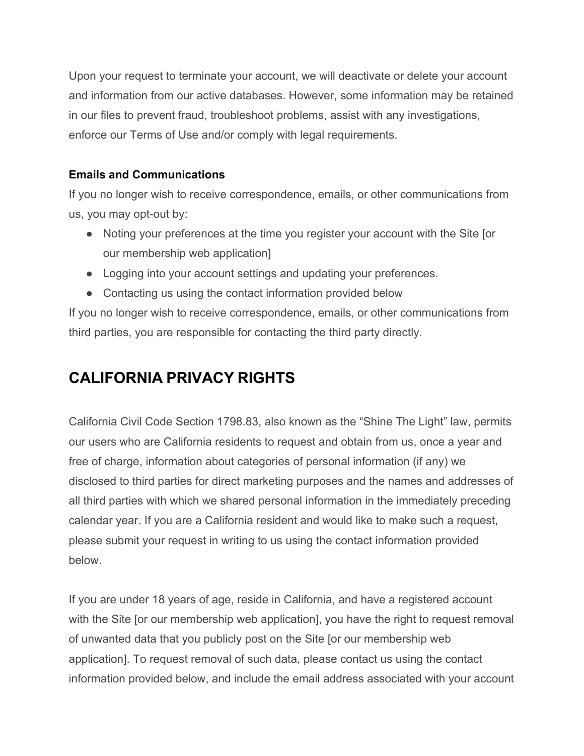Upon your request to terminate your account, we will deactivate or delete your account and information from our active databases. However, some information may be retained in our files to prevent fraud, troubleshoot problems, assist with any investigations, enforce our Terms of Use and/or comply with legal requirements.

**Emails and Communications**

If you no longer wish to receive correspondence, emails, or other communications from us, you may opt-out by:

- Noting your preferences at the time you register your account with the Site [or our membership web application]
- Logging into your account settings and updating your preferences.
- Contacting us using the contact information provided below

If you no longer wish to receive correspondence, emails, or other communications from third parties, you are responsible for contacting the third party directly.

## CALIFORNIA PRIVACY RIGHTS

California Civil Code Section 1798.83, also known as the "Shine The Light" law, permits our users who are California residents to request and obtain from us, once a year and free of charge, information about categories of personal information (if any) we disclosed to third parties for direct marketing purposes and the names and addresses of all third parties with which we shared personal information in the immediately preceding calendar year. If you are a California resident and would like to make such a request, please submit your request in writing to us using the contact information provided below.

If you are under 18 years of age, reside in California, and have a registered account with the Site [or our membership web application], you have the right to request removal of unwanted data that you publicly post on the Site [or our membership web application]. To request removal of such data, please contact us using the contact information provided below, and include the email address associated with your account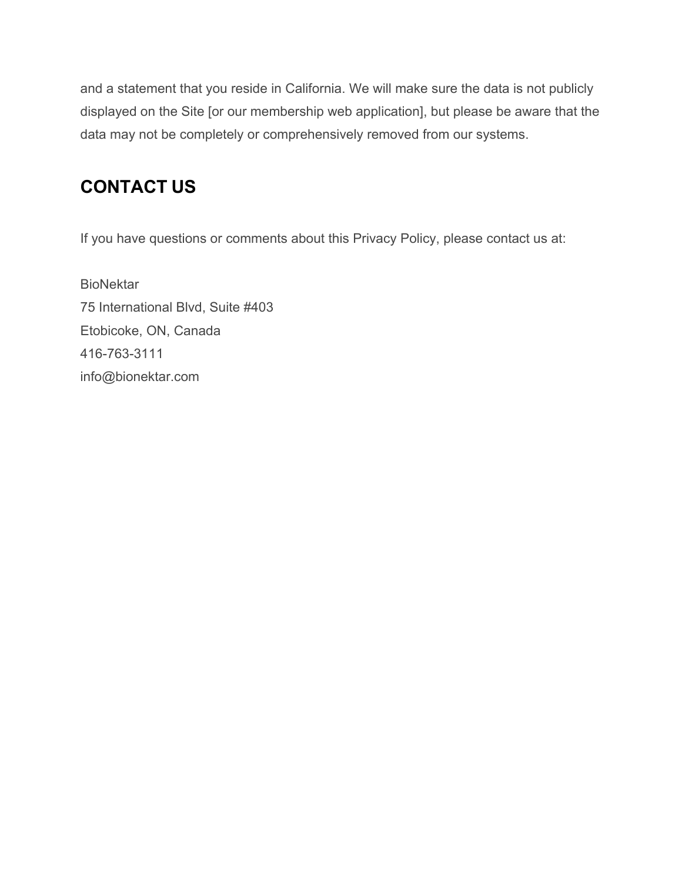and a statement that you reside in California. We will make sure the data is not publicly displayed on the Site [or our membership web application], but please be aware that the data may not be completely or comprehensively removed from our systems.

## CONTACT US

If you have questions or comments about this Privacy Policy, please contact us at:

BioNektar
75 International Blvd, Suite #403
Etobicoke, ON, Canada
416-763-3111
info@bionektar.com